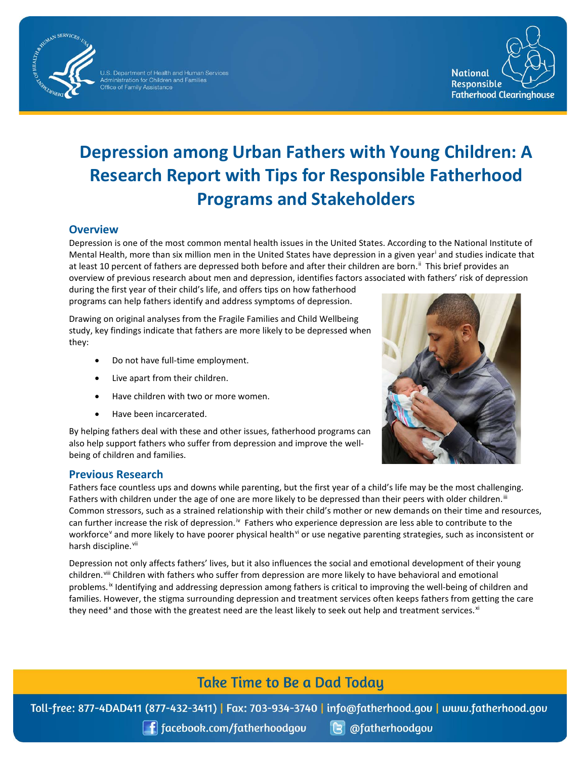# Depression among Urban Fathers with Young Children: A Research Report with Tips for Responsible Fatherhood Programs and Stakeholders

## Overview

Depression is one of the most common mental health issues in the United States. According to the National Institute of Mental Health, more than six million men in the United States have depression in a given year[i] and studies indicate that at least 10 percent of fathers are depressed both before and after their children are born.[ii] This brief provides an overview of previous research about men and depression, identifies factors associated with fathers' risk of depression during the first year of their child's life, and offers tips on how fatherhood programs can help fathers identify and address symptoms of depression.

Drawing on original analyses from the Fragile Families and Child Wellbeing study, key findings indicate that fathers are more likely to be depressed when they:

- Do not have full-time employment.
- Live apart from their children.
- Have children with two or more women.
- Have been incarcerated.

By helping fathers deal with these and other issues, fatherhood programs can also help support fathers who suffer from depression and improve the well-being of children and families.

## Previous Research

Fathers face countless ups and downs while parenting, but the first year of a child's life may be the most challenging. Fathers with children under the age of one are more likely to be depressed than their peers with older children.[iii] Common stressors, such as a strained relationship with their child's mother or new demands on their time and resources, can further increase the risk of depression.[iv] Fathers who experience depression are less able to contribute to the workforce[v] and more likely to have poorer physical health[vi] or use negative parenting strategies, such as inconsistent or harsh discipline.[vii]

Depression not only affects fathers' lives, but it also influences the social and emotional development of their young children.[viii] Children with fathers who suffer from depression are more likely to have behavioral and emotional problems.[ix] Identifying and addressing depression among fathers is critical to improving the well-being of children and families. However, the stigma surrounding depression and treatment services often keeps fathers from getting the care they need[x] and those with the greatest need are the least likely to seek out help and treatment services.[xi]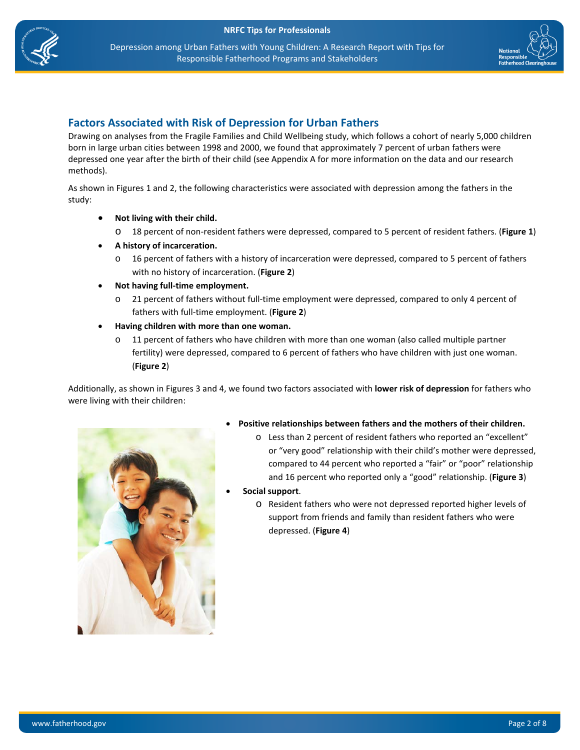## Factors Associated with Risk of Depression for Urban Fathers

Drawing on analyses from the Fragile Families and Child Wellbeing study, which follows a cohort of nearly 5,000 children born in large urban cities between 1998 and 2000, we found that approximately 7 percent of urban fathers were depressed one year after the birth of their child (see Appendix A for more information on the data and our research methods).

As shown in Figures 1 and 2, the following characteristics were associated with depression among the fathers in the study:

- **Not living with their child.**
  - 18 percent of non-resident fathers were depressed, compared to 5 percent of resident fathers. (**Figure 1**)
- **A history of incarceration.**
  - 16 percent of fathers with a history of incarceration were depressed, compared to 5 percent of fathers with no history of incarceration. (**Figure 2**)
- **Not having full-time employment.**
  - 21 percent of fathers without full-time employment were depressed, compared to only 4 percent of fathers with full-time employment. (**Figure 2**)
- **Having children with more than one woman.**
  - 11 percent of fathers who have children with more than one woman (also called multiple partner fertility) were depressed, compared to 6 percent of fathers who have children with just one woman. (**Figure 2**)

Additionally, as shown in Figures 3 and 4, we found two factors associated with **lower risk of depression** for fathers who were living with their children:

- **Positive relationships between fathers and the mothers of their children.**
  - Less than 2 percent of resident fathers who reported an "excellent" or "very good" relationship with their child's mother were depressed, compared to 44 percent who reported a "fair" or "poor" relationship and 16 percent who reported only a "good" relationship. (**Figure 3**)
- **Social support**.
  - Resident fathers who were not depressed reported higher levels of support from friends and family than resident fathers who were depressed. (**Figure 4**)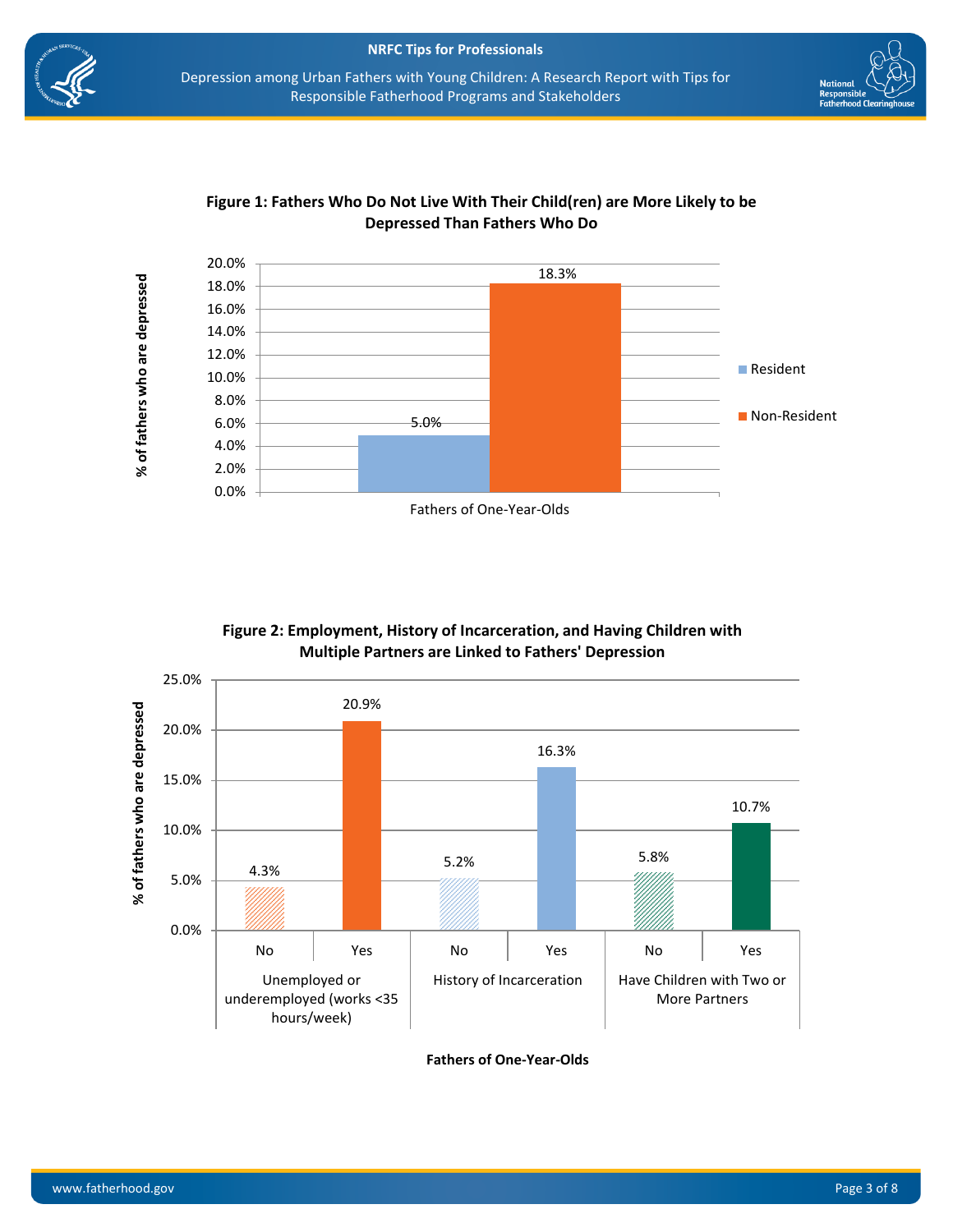**Figure 1: Fathers Who Do Not Live With Their Child(ren) are More Likely to be Depressed Than Fathers Who Do**

| Fathers of One-Year-Olds | % of fathers who are depressed |
|---|---|
| Resident | 5.0% |
| Non-Resident | 18.3% |

**Figure 2: Employment, History of Incarceration, and Having Children with Multiple Partners are Linked to Fathers' Depression**

| Fathers of One-Year-Olds | No | Yes |
|---|---|---|
| Unemployed or underemployed (works <35 hours/week) | 4.3% | 20.9% |
| History of Incarceration | 5.2% | 16.3% |
| Have Children with Two or More Partners | 5.8% | 10.7% |

*% of fathers who are depressed*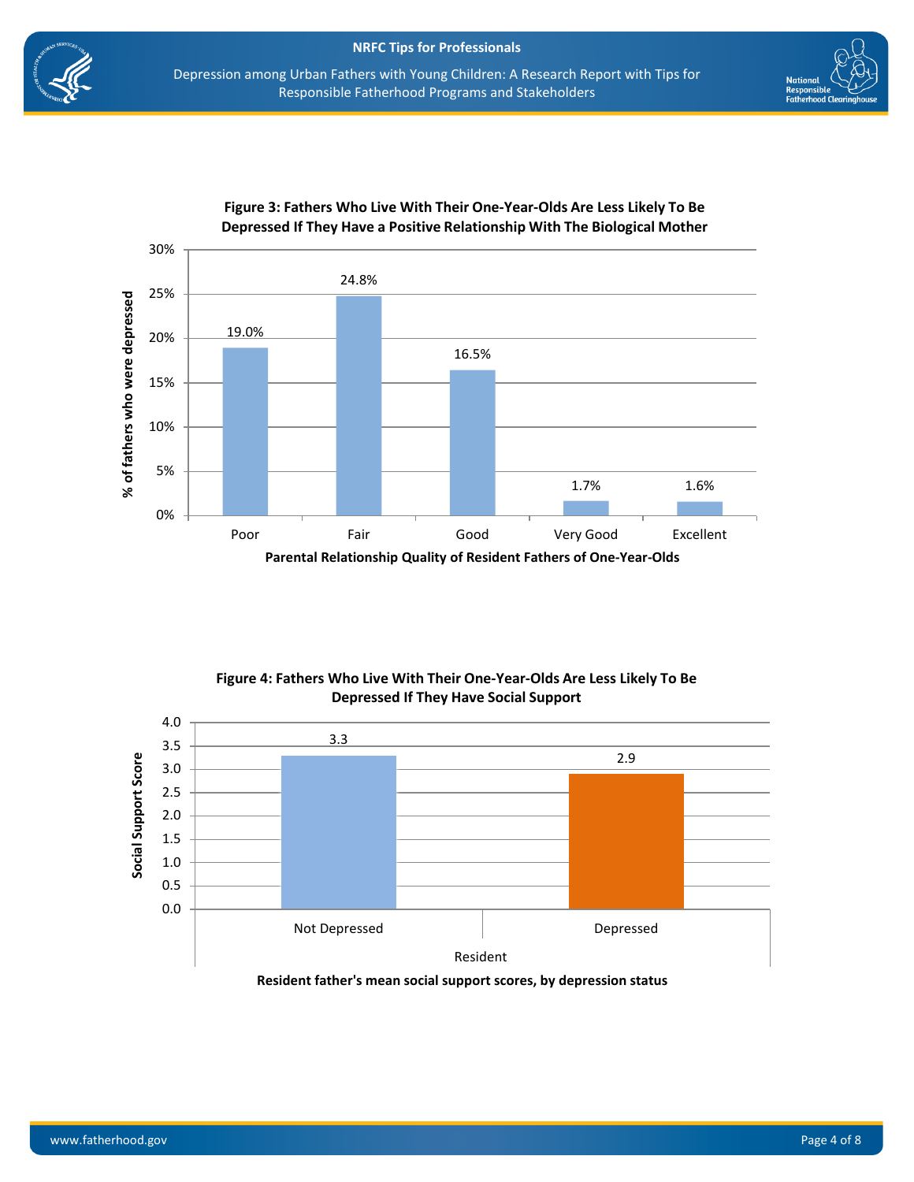**Figure 3: Fathers Who Live With Their One-Year-Olds Are Less Likely To Be Depressed If They Have a Positive Relationship With The Biological Mother**

| Parental Relationship Quality of Resident Fathers of One-Year-Olds | % of fathers who were depressed |
| --- | --- |
| Poor | 19.0% |
| Fair | 24.8% |
| Good | 16.5% |
| Very Good | 1.7% |
| Excellent | 1.6% |

**Figure 4: Fathers Who Live With Their One-Year-Olds Are Less Likely To Be Depressed If They Have Social Support**

| Resident | Social Support Score |
| --- | --- |
| Not Depressed | 3.3 |
| Depressed | 2.9 |

**Resident father's mean social support scores, by depression status**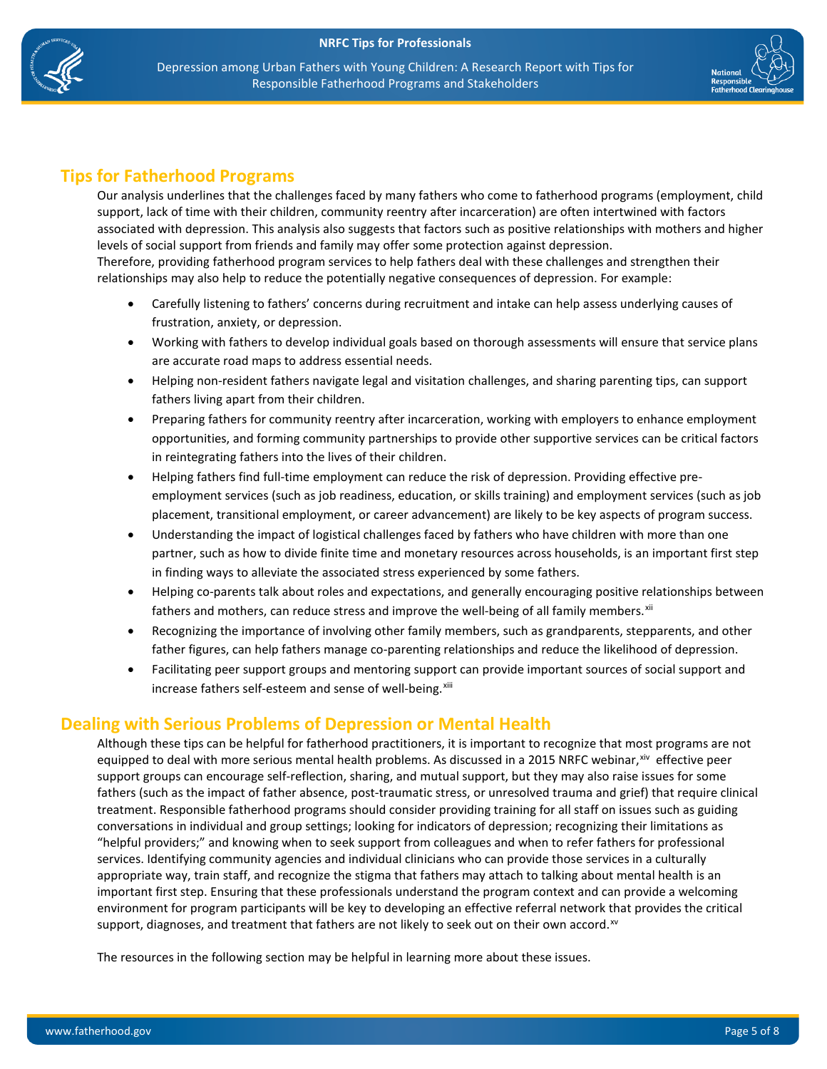## Tips for Fatherhood Programs

Our analysis underlines that the challenges faced by many fathers who come to fatherhood programs (employment, child support, lack of time with their children, community reentry after incarceration) are often intertwined with factors associated with depression. This analysis also suggests that factors such as positive relationships with mothers and higher levels of social support from friends and family may offer some protection against depression.
Therefore, providing fatherhood program services to help fathers deal with these challenges and strengthen their relationships may also help to reduce the potentially negative consequences of depression. For example:

- Carefully listening to fathers' concerns during recruitment and intake can help assess underlying causes of frustration, anxiety, or depression.
- Working with fathers to develop individual goals based on thorough assessments will ensure that service plans are accurate road maps to address essential needs.
- Helping non-resident fathers navigate legal and visitation challenges, and sharing parenting tips, can support fathers living apart from their children.
- Preparing fathers for community reentry after incarceration, working with employers to enhance employment opportunities, and forming community partnerships to provide other supportive services can be critical factors in reintegrating fathers into the lives of their children.
- Helping fathers find full-time employment can reduce the risk of depression. Providing effective pre-employment services (such as job readiness, education, or skills training) and employment services (such as job placement, transitional employment, or career advancement) are likely to be key aspects of program success.
- Understanding the impact of logistical challenges faced by fathers who have children with more than one partner, such as how to divide finite time and monetary resources across households, is an important first step in finding ways to alleviate the associated stress experienced by some fathers.
- Helping co-parents talk about roles and expectations, and generally encouraging positive relationships between fathers and mothers, can reduce stress and improve the well-being of all family members.[xii]
- Recognizing the importance of involving other family members, such as grandparents, stepparents, and other father figures, can help fathers manage co-parenting relationships and reduce the likelihood of depression.
- Facilitating peer support groups and mentoring support can provide important sources of social support and increase fathers self-esteem and sense of well-being.[xiii]

## Dealing with Serious Problems of Depression or Mental Health

Although these tips can be helpful for fatherhood practitioners, it is important to recognize that most programs are not equipped to deal with more serious mental health problems. As discussed in a 2015 NRFC webinar,[xiv] effective peer support groups can encourage self-reflection, sharing, and mutual support, but they may also raise issues for some fathers (such as the impact of father absence, post-traumatic stress, or unresolved trauma and grief) that require clinical treatment. Responsible fatherhood programs should consider providing training for all staff on issues such as guiding conversations in individual and group settings; looking for indicators of depression; recognizing their limitations as "helpful providers;" and knowing when to seek support from colleagues and when to refer fathers for professional services. Identifying community agencies and individual clinicians who can provide those services in a culturally appropriate way, train staff, and recognize the stigma that fathers may attach to talking about mental health is an important first step. Ensuring that these professionals understand the program context and can provide a welcoming environment for program participants will be key to developing an effective referral network that provides the critical support, diagnoses, and treatment that fathers are not likely to seek out on their own accord.[xv]

The resources in the following section may be helpful in learning more about these issues.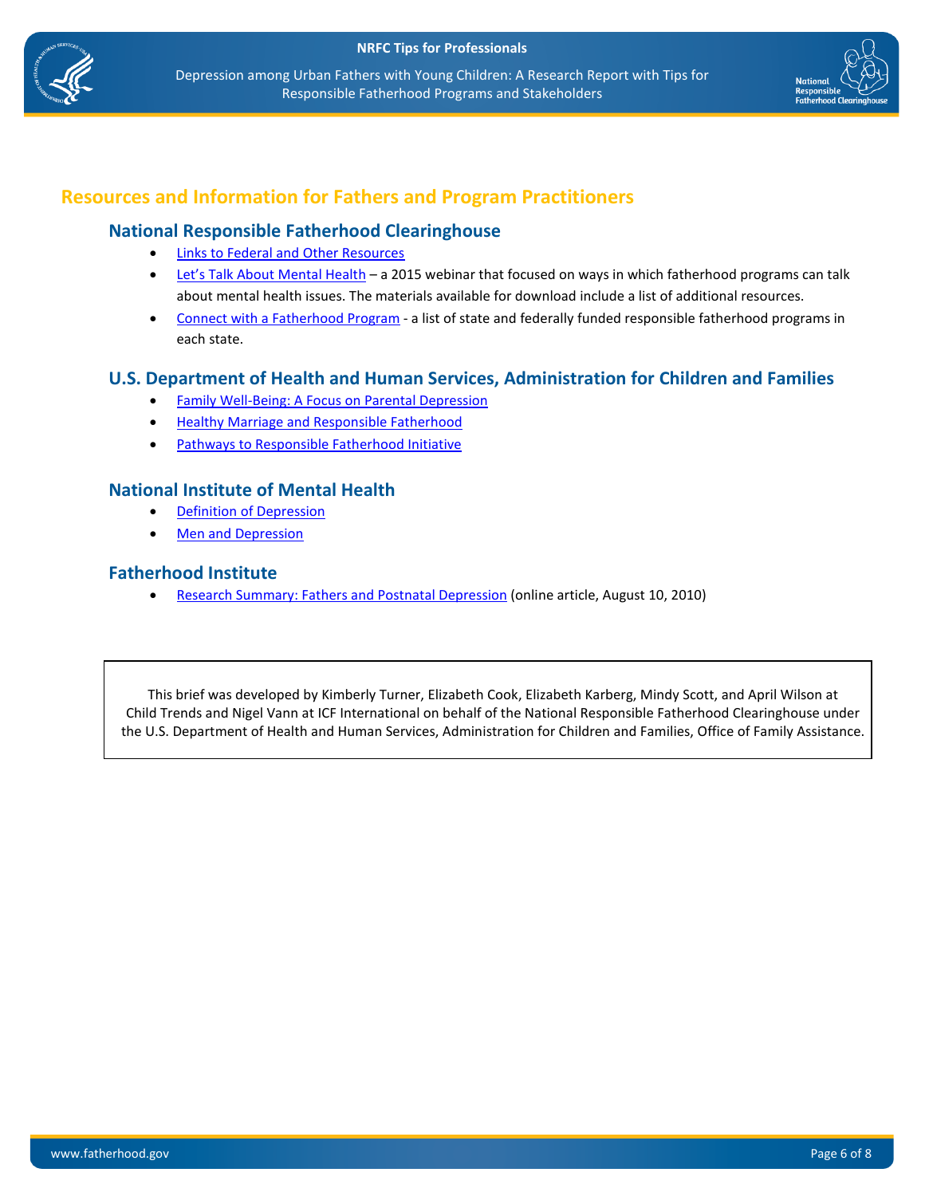## Resources and Information for Fathers and Program Practitioners

### National Responsible Fatherhood Clearinghouse

- Links to Federal and Other Resources
- Let's Talk About Mental Health – a 2015 webinar that focused on ways in which fatherhood programs can talk about mental health issues. The materials available for download include a list of additional resources.
- Connect with a Fatherhood Program - a list of state and federally funded responsible fatherhood programs in each state.

### U.S. Department of Health and Human Services, Administration for Children and Families

- Family Well-Being: A Focus on Parental Depression
- Healthy Marriage and Responsible Fatherhood
- Pathways to Responsible Fatherhood Initiative

### National Institute of Mental Health

- Definition of Depression
- Men and Depression

### Fatherhood Institute

- Research Summary: Fathers and Postnatal Depression (online article, August 10, 2010)

This brief was developed by Kimberly Turner, Elizabeth Cook, Elizabeth Karberg, Mindy Scott, and April Wilson at Child Trends and Nigel Vann at ICF International on behalf of the National Responsible Fatherhood Clearinghouse under the U.S. Department of Health and Human Services, Administration for Children and Families, Office of Family Assistance.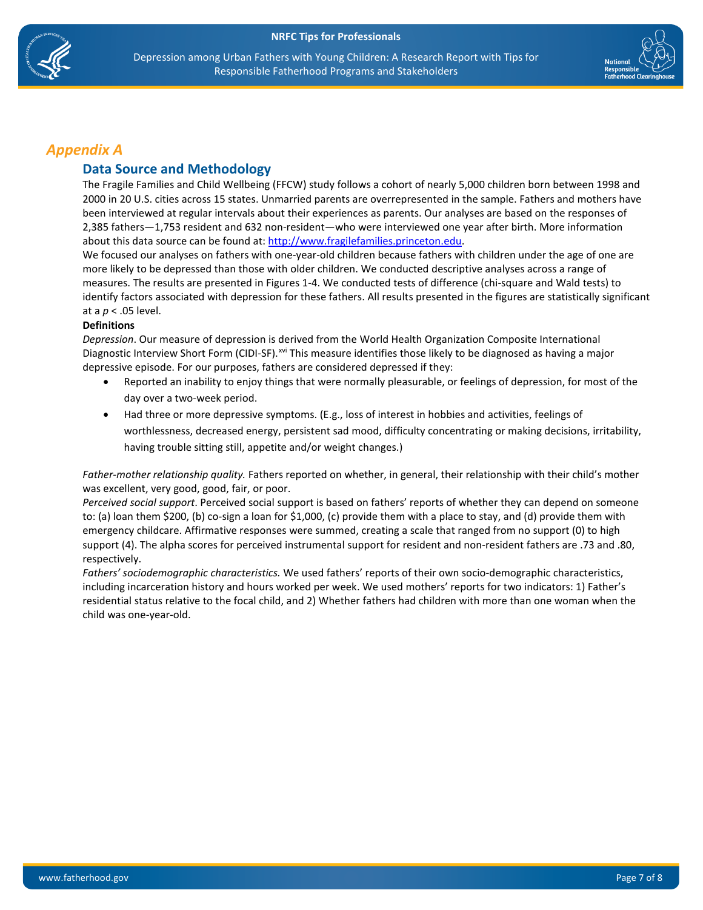# Appendix A

## Data Source and Methodology

The Fragile Families and Child Wellbeing (FFCW) study follows a cohort of nearly 5,000 children born between 1998 and 2000 in 20 U.S. cities across 15 states. Unmarried parents are overrepresented in the sample. Fathers and mothers have been interviewed at regular intervals about their experiences as parents. Our analyses are based on the responses of 2,385 fathers—1,753 resident and 632 non-resident—who were interviewed one year after birth. More information about this data source can be found at: http://www.fragilefamilies.princeton.edu.

We focused our analyses on fathers with one-year-old children because fathers with children under the age of one are more likely to be depressed than those with older children. We conducted descriptive analyses across a range of measures. The results are presented in Figures 1-4. We conducted tests of difference (chi-square and Wald tests) to identify factors associated with depression for these fathers. All results presented in the figures are statistically significant at a $p < .05$ level.

**Definitions**

*Depression*. Our measure of depression is derived from the World Health Organization Composite International Diagnostic Interview Short Form (CIDI-SF).[xvi] This measure identifies those likely to be diagnosed as having a major depressive episode. For our purposes, fathers are considered depressed if they:

- Reported an inability to enjoy things that were normally pleasurable, or feelings of depression, for most of the day over a two-week period.
- Had three or more depressive symptoms. (E.g., loss of interest in hobbies and activities, feelings of worthlessness, decreased energy, persistent sad mood, difficulty concentrating or making decisions, irritability, having trouble sitting still, appetite and/or weight changes.)

*Father-mother relationship quality.* Fathers reported on whether, in general, their relationship with their child's mother was excellent, very good, good, fair, or poor.

*Perceived social support*. Perceived social support is based on fathers' reports of whether they can depend on someone to: (a) loan them $200, (b) co-sign a loan for $1,000, (c) provide them with a place to stay, and (d) provide them with emergency childcare. Affirmative responses were summed, creating a scale that ranged from no support (0) to high support (4). The alpha scores for perceived instrumental support for resident and non-resident fathers are .73 and .80, respectively.

*Fathers' sociodemographic characteristics.* We used fathers' reports of their own socio-demographic characteristics, including incarceration history and hours worked per week. We used mothers' reports for two indicators: 1) Father's residential status relative to the focal child, and 2) Whether fathers had children with more than one woman when the child was one-year-old.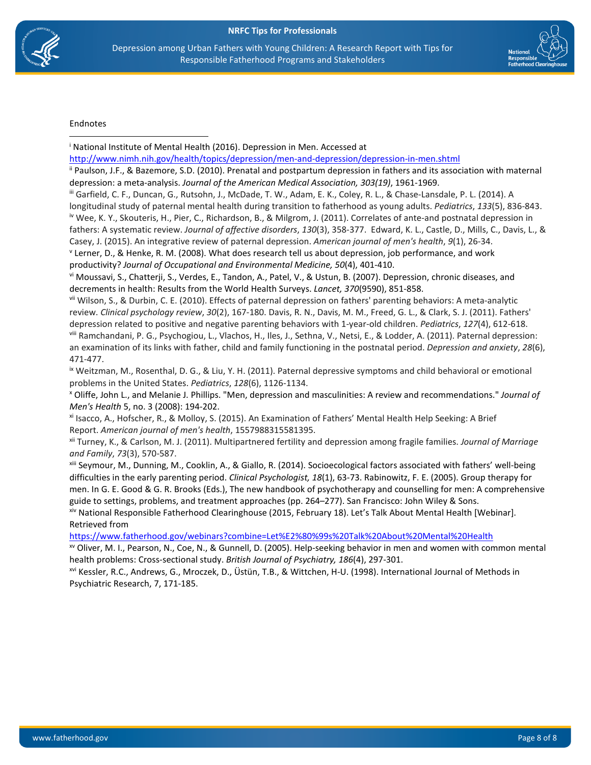Endnotes

[i] National Institute of Mental Health (2016). Depression in Men. Accessed at http://www.nimh.nih.gov/health/topics/depression/men-and-depression/depression-in-men.shtml

[ii] Paulson, J.F., & Bazemore, S.D. (2010). Prenatal and postpartum depression in fathers and its association with maternal depression: a meta-analysis. *Journal of the American Medical Association, 303(19)*, 1961-1969.

[iii] Garfield, C. F., Duncan, G., Rutsohn, J., McDade, T. W., Adam, E. K., Coley, R. L., & Chase-Lansdale, P. L. (2014). A longitudinal study of paternal mental health during transition to fatherhood as young adults. *Pediatrics*, *133*(5), 836-843.

[iv] Wee, K. Y., Skouteris, H., Pier, C., Richardson, B., & Milgrom, J. (2011). Correlates of ante-and postnatal depression in fathers: A systematic review. *Journal of affective disorders*, *130*(3), 358-377. Edward, K. L., Castle, D., Mills, C., Davis, L., & Casey, J. (2015). An integrative review of paternal depression. *American journal of men's health*, *9*(1), 26-34.

[v] Lerner, D., & Henke, R. M. (2008). What does research tell us about depression, job performance, and work productivity? *Journal of Occupational and Environmental Medicine, 50*(4), 401-410.

[vi] Moussavi, S., Chatterji, S., Verdes, E., Tandon, A., Patel, V., & Ustun, B. (2007). Depression, chronic diseases, and decrements in health: Results from the World Health Surveys. *Lancet, 370*(9590), 851-858.

[vii] Wilson, S., & Durbin, C. E. (2010). Effects of paternal depression on fathers' parenting behaviors: A meta-analytic review. *Clinical psychology review*, *30*(2), 167-180. Davis, R. N., Davis, M. M., Freed, G. L., & Clark, S. J. (2011). Fathers' depression related to positive and negative parenting behaviors with 1-year-old children. *Pediatrics*, *127*(4), 612-618.

[viii] Ramchandani, P. G., Psychogiou, L., Vlachos, H., Iles, J., Sethna, V., Netsi, E., & Lodder, A. (2011). Paternal depression: an examination of its links with father, child and family functioning in the postnatal period. *Depression and anxiety*, *28*(6), 471-477.

[ix] Weitzman, M., Rosenthal, D. G., & Liu, Y. H. (2011). Paternal depressive symptoms and child behavioral or emotional problems in the United States. *Pediatrics*, *128*(6), 1126-1134.

[x] Oliffe, John L., and Melanie J. Phillips. "Men, depression and masculinities: A review and recommendations." *Journal of Men's Health* 5, no. 3 (2008): 194-202.

[xi] Isacco, A., Hofscher, R., & Molloy, S. (2015). An Examination of Fathers' Mental Health Help Seeking: A Brief Report. *American journal of men's health*, 1557988315581395.

[xii] Turney, K., & Carlson, M. J. (2011). Multipartnered fertility and depression among fragile families. *Journal of Marriage and Family*, *73*(3), 570-587.

[xiii] Seymour, M., Dunning, M., Cooklin, A., & Giallo, R. (2014). Socioecological factors associated with fathers' well-being difficulties in the early parenting period. *Clinical Psychologist, 18*(1), 63-73. Rabinowitz, F. E. (2005). Group therapy for men. In G. E. Good & G. R. Brooks (Eds.), The new handbook of psychotherapy and counselling for men: A comprehensive guide to settings, problems, and treatment approaches (pp. 264–277). San Francisco: John Wiley & Sons.

[xiv] National Responsible Fatherhood Clearinghouse (2015, February 18). Let's Talk About Mental Health [Webinar]. Retrieved from https://www.fatherhood.gov/webinars?combine=Let%E2%80%99s%20Talk%20About%20Mental%20Health

[xv] Oliver, M. I., Pearson, N., Coe, N., & Gunnell, D. (2005). Help-seeking behavior in men and women with common mental health problems: Cross-sectional study. *British Journal of Psychiatry, 186*(4), 297-301.

[xvi] Kessler, R.C., Andrews, G., Mroczek, D., Üstün, T.B., & Wittchen, H-U. (1998). International Journal of Methods in Psychiatric Research, 7, 171-185.